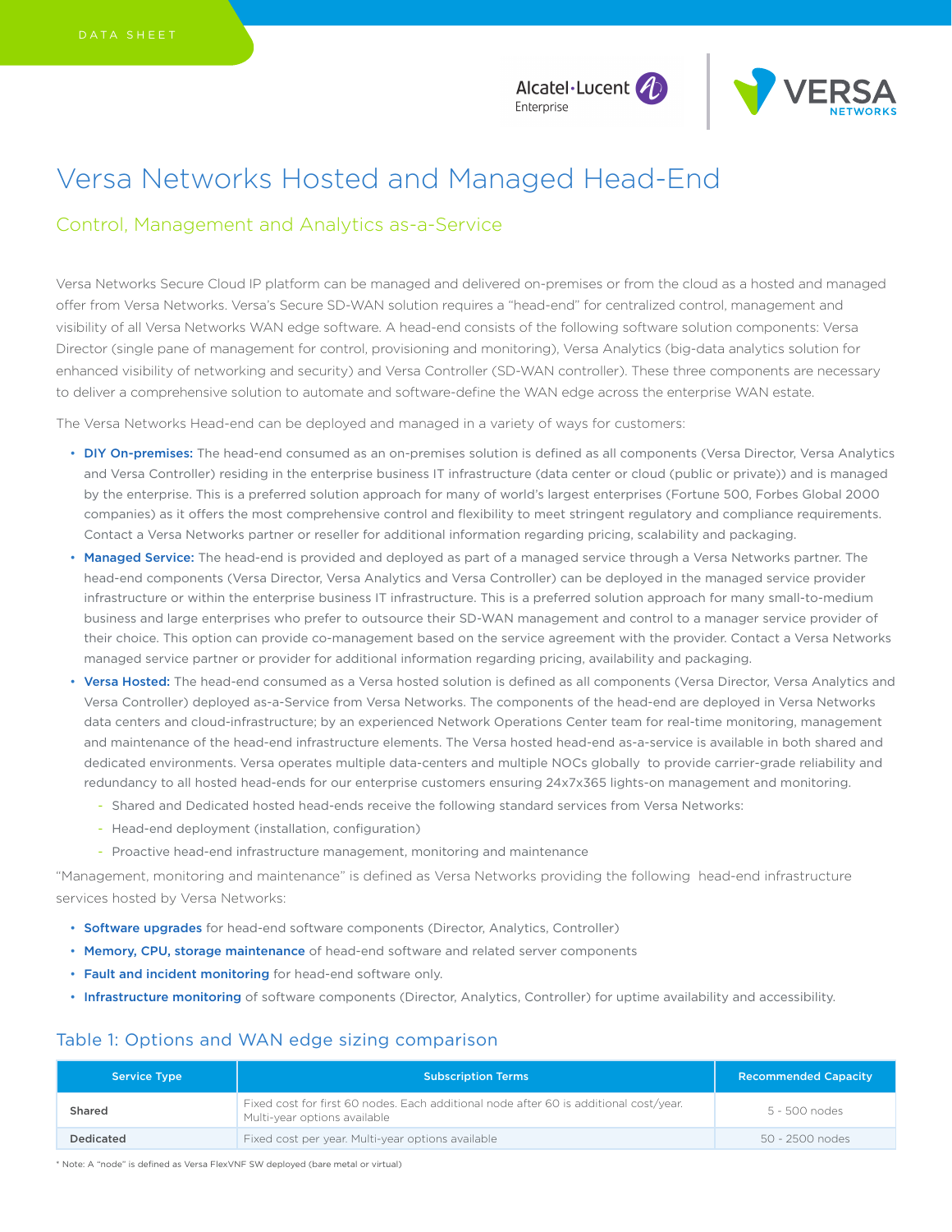DATA SHEET

# Versa Networks Hosted and Managed Head-End

## Control, Management and Analytics as-a-Service

Versa Networks Secure Cloud IP platform can be managed and delivered on-premises or from the cloud as a hosted and managed offer from Versa Networks. Versa's Secure SD-WAN solution requires a "head-end" for centralized control, management and visibility of all Versa Networks WAN edge software. A head-end consists of the following software solution components: Versa Director (single pane of management for control, provisioning and monitoring), Versa Analytics (big-data analytics solution for enhanced visibility of networking and security) and Versa Controller (SD-WAN controller). These three components are necessary to deliver a comprehensive solution to automate and software-define the WAN edge across the enterprise WAN estate.

The Versa Networks Head-end can be deployed and managed in a variety of ways for customers:

- **DIY On-premises:** The head-end consumed as an on-premises solution is defined as all components (Versa Director, Versa Analytics and Versa Controller) residing in the enterprise business IT infrastructure (data center or cloud (public or private)) and is managed by the enterprise. This is a preferred solution approach for many of world's largest enterprises (Fortune 500, Forbes Global 2000 companies) as it offers the most comprehensive control and flexibility to meet stringent regulatory and compliance requirements. Contact a Versa Networks partner or reseller for additional information regarding pricing, scalability and packaging.
- **Managed Service:** The head-end is provided and deployed as part of a managed service through a Versa Networks partner. The head-end components (Versa Director, Versa Analytics and Versa Controller) can be deployed in the managed service provider infrastructure or within the enterprise business IT infrastructure. This is a preferred solution approach for many small-to-medium business and large enterprises who prefer to outsource their SD-WAN management and control to a manager service provider of their choice. This option can provide co-management based on the service agreement with the provider. Contact a Versa Networks managed service partner or provider for additional information regarding pricing, availability and packaging.
- **Versa Hosted:** The head-end consumed as a Versa hosted solution is defined as all components (Versa Director, Versa Analytics and Versa Controller) deployed as-a-Service from Versa Networks. The components of the head-end are deployed in Versa Networks data centers and cloud-infrastructure; by an experienced Network Operations Center team for real-time monitoring, management and maintenance of the head-end infrastructure elements. The Versa hosted head-end as-a-service is available in both shared and dedicated environments. Versa operates multiple data-centers and multiple NOCs globally to provide carrier-grade reliability and redundancy to all hosted head-ends for our enterprise customers ensuring 24x7x365 lights-on management and monitoring.
  - Shared and Dedicated hosted head-ends receive the following standard services from Versa Networks:
  - Head-end deployment (installation, configuration)
  - Proactive head-end infrastructure management, monitoring and maintenance

"Management, monitoring and maintenance" is defined as Versa Networks providing the following head-end infrastructure services hosted by Versa Networks:

- **Software upgrades** for head-end software components (Director, Analytics, Controller)
- **Memory, CPU, storage maintenance** of head-end software and related server components
- **Fault and incident monitoring** for head-end software only.
- **Infrastructure monitoring** of software components (Director, Analytics, Controller) for uptime availability and accessibility.

### Table 1: Options and WAN edge sizing comparison

| Service Type | Subscription Terms | Recommended Capacity |
|---|---|---|
| Shared | Fixed cost for first 60 nodes. Each additional node after 60 is additional cost/year. Multi-year options available | 5 - 500 nodes |
| Dedicated | Fixed cost per year. Multi-year options available | 50 - 2500 nodes |

* Note: A "node" is defined as Versa FlexVNF SW deployed (bare metal or virtual)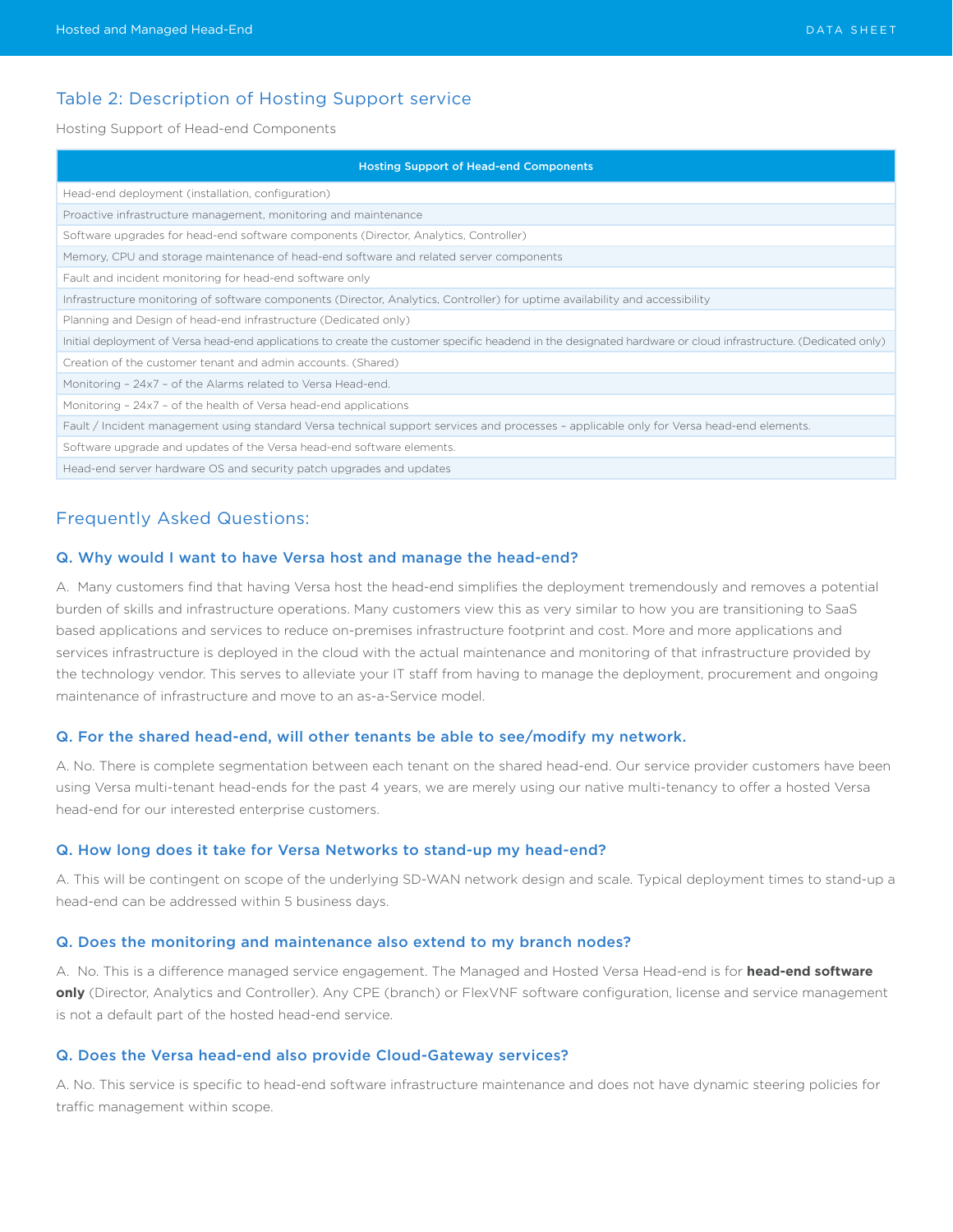## Table 2: Description of Hosting Support service

Hosting Support of Head-end Components

| Hosting Support of Head-end Components |
|---|
| Head-end deployment (installation, configuration) |
| Proactive infrastructure management, monitoring and maintenance |
| Software upgrades for head-end software components (Director, Analytics, Controller) |
| Memory, CPU and storage maintenance of head-end software and related server components |
| Fault and incident monitoring for head-end software only |
| Infrastructure monitoring of software components (Director, Analytics, Controller) for uptime availability and accessibility |
| Planning and Design of head-end infrastructure (Dedicated only) |
| Initial deployment of Versa head-end applications to create the customer specific headend in the designated hardware or cloud infrastructure. (Dedicated only) |
| Creation of the customer tenant and admin accounts. (Shared) |
| Monitoring – 24x7 – of the Alarms related to Versa Head-end. |
| Monitoring – 24x7 – of the health of Versa head-end applications |
| Fault / Incident management using standard Versa technical support services and processes – applicable only for Versa head-end elements. |
| Software upgrade and updates of the Versa head-end software elements. |
| Head-end server hardware OS and security patch upgrades and updates |

## Frequently Asked Questions:

### Q. Why would I want to have Versa host and manage the head-end?

A. Many customers find that having Versa host the head-end simplifies the deployment tremendously and removes a potential burden of skills and infrastructure operations. Many customers view this as very similar to how you are transitioning to SaaS based applications and services to reduce on-premises infrastructure footprint and cost. More and more applications and services infrastructure is deployed in the cloud with the actual maintenance and monitoring of that infrastructure provided by the technology vendor. This serves to alleviate your IT staff from having to manage the deployment, procurement and ongoing maintenance of infrastructure and move to an as-a-Service model.

### Q. For the shared head-end, will other tenants be able to see/modify my network.

A. No. There is complete segmentation between each tenant on the shared head-end. Our service provider customers have been using Versa multi-tenant head-ends for the past 4 years, we are merely using our native multi-tenancy to offer a hosted Versa head-end for our interested enterprise customers.

### Q. How long does it take for Versa Networks to stand-up my head-end?

A. This will be contingent on scope of the underlying SD-WAN network design and scale. Typical deployment times to stand-up a head-end can be addressed within 5 business days.

### Q. Does the monitoring and maintenance also extend to my branch nodes?

A. No. This is a difference managed service engagement. The Managed and Hosted Versa Head-end is for **head-end software only** (Director, Analytics and Controller). Any CPE (branch) or FlexVNF software configuration, license and service management is not a default part of the hosted head-end service.

### Q. Does the Versa head-end also provide Cloud-Gateway services?

A. No. This service is specific to head-end software infrastructure maintenance and does not have dynamic steering policies for traffic management within scope.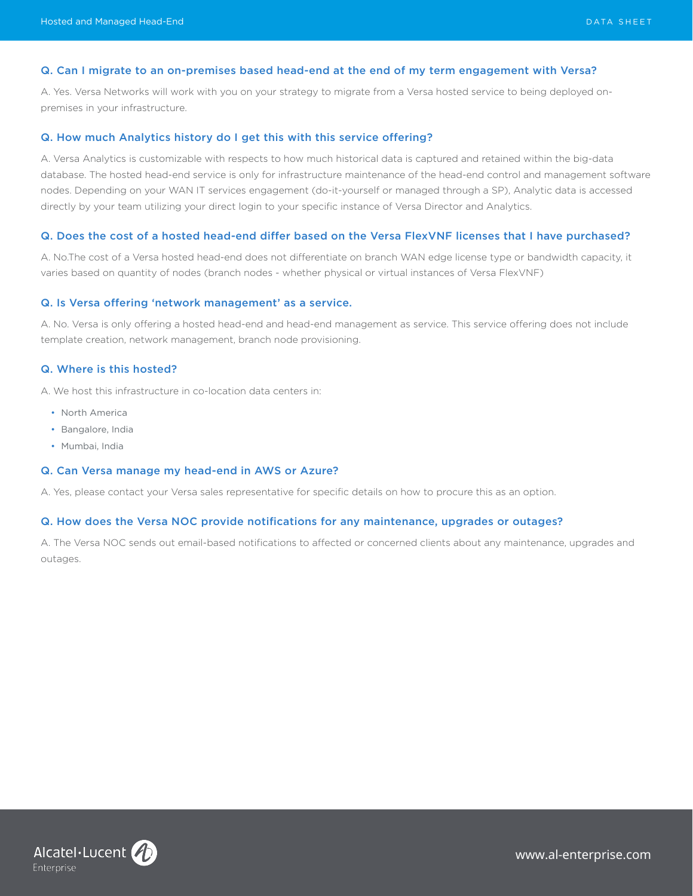### Q. Can I migrate to an on-premises based head-end at the end of my term engagement with Versa?

A. Yes. Versa Networks will work with you on your strategy to migrate from a Versa hosted service to being deployed on-premises in your infrastructure.

### Q. How much Analytics history do I get this with this service offering?

A. Versa Analytics is customizable with respects to how much historical data is captured and retained within the big-data database. The hosted head-end service is only for infrastructure maintenance of the head-end control and management software nodes. Depending on your WAN IT services engagement (do-it-yourself or managed through a SP), Analytic data is accessed directly by your team utilizing your direct login to your specific instance of Versa Director and Analytics.

### Q. Does the cost of a hosted head-end differ based on the Versa FlexVNF licenses that I have purchased?

A. No.The cost of a Versa hosted head-end does not differentiate on branch WAN edge license type or bandwidth capacity, it varies based on quantity of nodes (branch nodes - whether physical or virtual instances of Versa FlexVNF)

### Q. Is Versa offering 'network management' as a service.

A. No. Versa is only offering a hosted head-end and head-end management as service. This service offering does not include template creation, network management, branch node provisioning.

### Q. Where is this hosted?

A. We host this infrastructure in co-location data centers in:

- North America
- Bangalore, India
- Mumbai, India

### Q. Can Versa manage my head-end in AWS or Azure?

A. Yes, please contact your Versa sales representative for specific details on how to procure this as an option.

### Q. How does the Versa NOC provide notifications for any maintenance, upgrades or outages?

A. The Versa NOC sends out email-based notifications to affected or concerned clients about any maintenance, upgrades and outages.